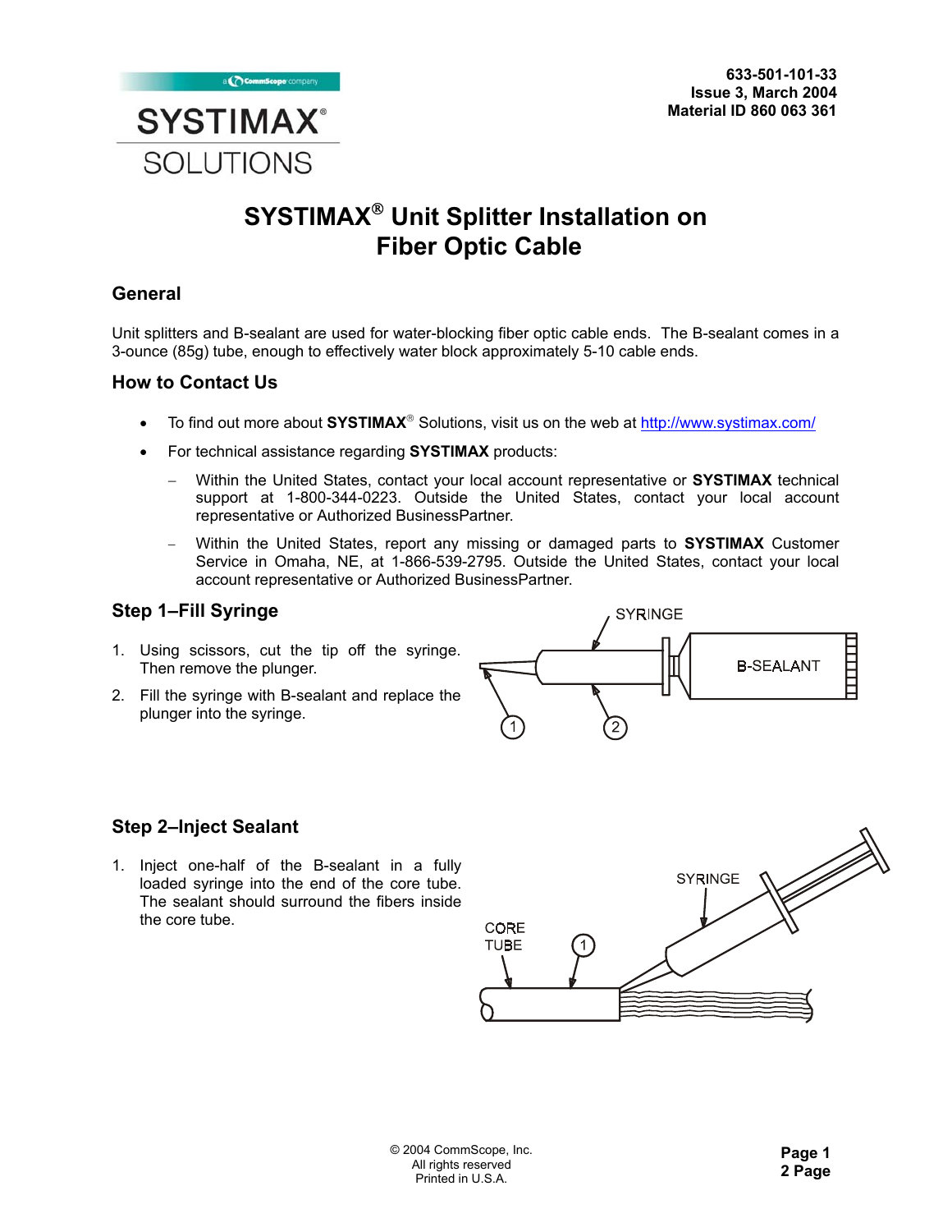SYSTIMAX® SOLUTIONS

633-501-101-33
Issue 3, March 2004
Material ID 860 063 361

# SYSTIMAX® Unit Splitter Installation on Fiber Optic Cable

## General

Unit splitters and B-sealant are used for water-blocking fiber optic cable ends. The B-sealant comes in a 3-ounce (85g) tube, enough to effectively water block approximately 5-10 cable ends.

## How to Contact Us

- To find out more about **SYSTIMAX**® Solutions, visit us on the web at http://www.systimax.com/
- For technical assistance regarding **SYSTIMAX** products:
  - Within the United States, contact your local account representative or **SYSTIMAX** technical support at 1-800-344-0223. Outside the United States, contact your local account representative or Authorized BusinessPartner.
  - Within the United States, report any missing or damaged parts to **SYSTIMAX** Customer Service in Omaha, NE, at 1-866-539-2795. Outside the United States, contact your local account representative or Authorized BusinessPartner.

## Step 1–Fill Syringe

1. Using scissors, cut the tip off the syringe. Then remove the plunger.
2. Fill the syringe with B-sealant and replace the plunger into the syringe.

## Step 2–Inject Sealant

1. Inject one-half of the B-sealant in a fully loaded syringe into the end of the core tube. The sealant should surround the fibers inside the core tube.

© 2004 CommScope, Inc.
All rights reserved
Printed in U.S.A.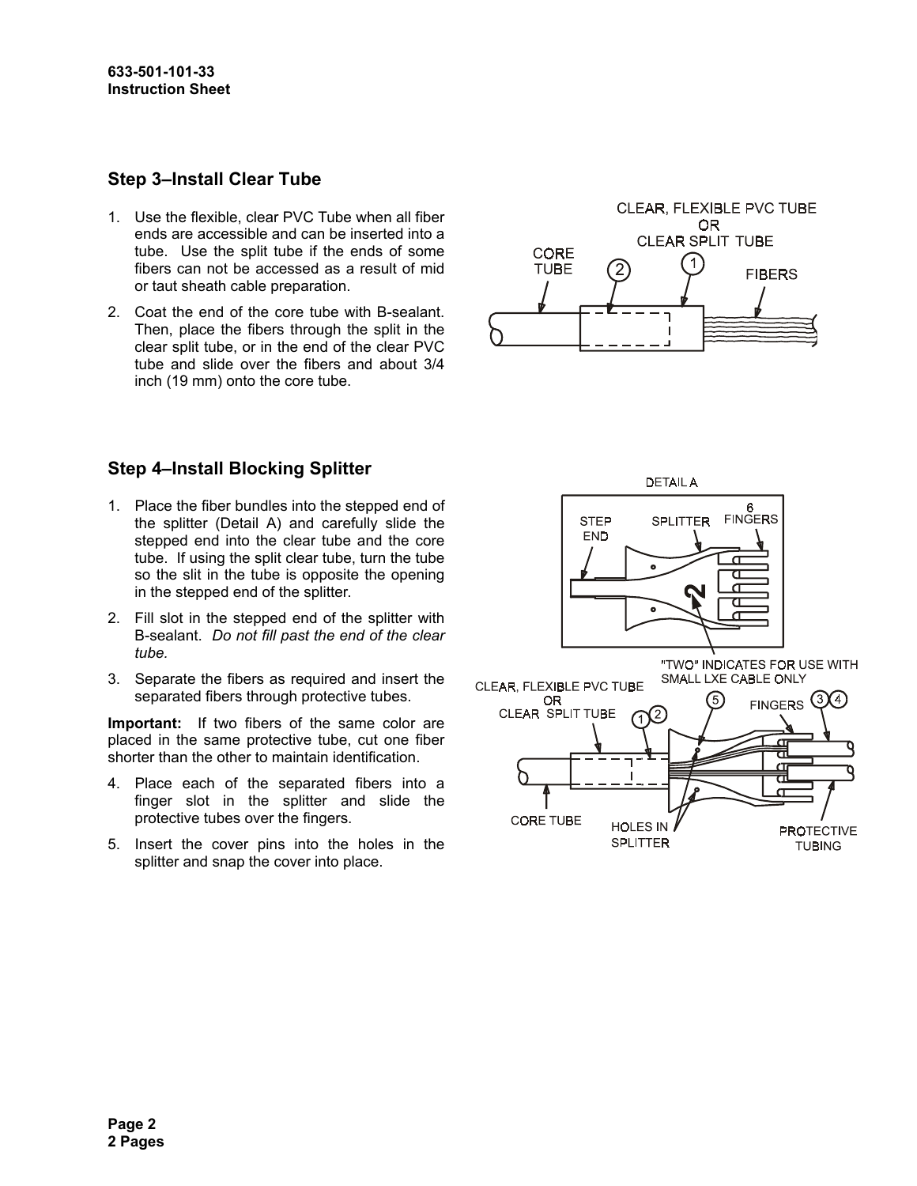## Step 3–Install Clear Tube

1. Use the flexible, clear PVC Tube when all fiber ends are accessible and can be inserted into a tube. Use the split tube if the ends of some fibers can not be accessed as a result of mid or taut sheath cable preparation.
2. Coat the end of the core tube with B-sealant. Then, place the fibers through the split in the clear split tube, or in the end of the clear PVC tube and slide over the fibers and about 3/4 inch (19 mm) onto the core tube.

CLEAR, FLEXIBLE PVC TUBE
OR
CLEAR SPLIT TUBE
CORE TUBE
FIBERS
2
1

## Step 4–Install Blocking Splitter

1. Place the fiber bundles into the stepped end of the splitter (Detail A) and carefully slide the stepped end into the clear tube and the core tube. If using the split clear tube, turn the tube so the slit in the tube is opposite the opening in the stepped end of the splitter.
2. Fill slot in the stepped end of the splitter with B-sealant. *Do not fill past the end of the clear tube.*
3. Separate the fibers as required and insert the separated fibers through protective tubes.

**Important:** If two fibers of the same color are placed in the same protective tube, cut one fiber shorter than the other to maintain identification.

4. Place each of the separated fibers into a finger slot in the splitter and slide the protective tubes over the fingers.
5. Insert the cover pins into the holes in the splitter and snap the cover into place.

DETAIL A
STEP END
SPLITTER
6 FINGERS
"TWO" INDICATES FOR USE WITH SMALL LXE CABLE ONLY

CLEAR, FLEXIBLE PVC TUBE
OR
CLEAR SPLIT TUBE
1 2
5
FINGERS
3 4
CORE TUBE
HOLES IN SPLITTER
PROTECTIVE TUBING